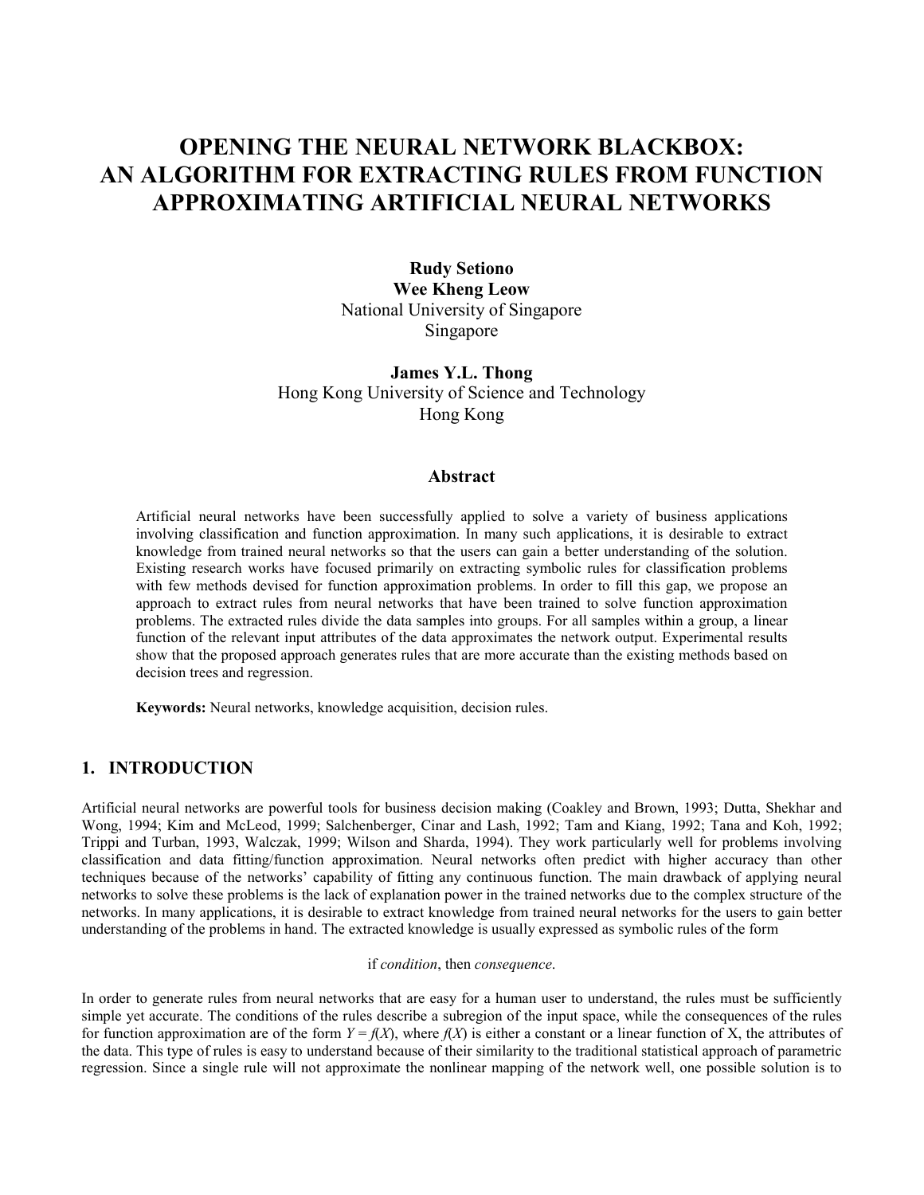# OPENING THE NEURAL NETWORK BLACKBOX: AN ALGORITHM FOR EXTRACTING RULES FROM FUNCTION APPROXIMATING ARTIFICIAL NEURAL NETWORKS

**Rudy Setiono**
**Wee Kheng Leow**
National University of Singapore
Singapore

**James Y.L. Thong**
Hong Kong University of Science and Technology
Hong Kong

## Abstract

Artificial neural networks have been successfully applied to solve a variety of business applications involving classification and function approximation. In many such applications, it is desirable to extract knowledge from trained neural networks so that the users can gain a better understanding of the solution. Existing research works have focused primarily on extracting symbolic rules for classification problems with few methods devised for function approximation problems. In order to fill this gap, we propose an approach to extract rules from neural networks that have been trained to solve function approximation problems. The extracted rules divide the data samples into groups. For all samples within a group, a linear function of the relevant input attributes of the data approximates the network output. Experimental results show that the proposed approach generates rules that are more accurate than the existing methods based on decision trees and regression.

**Keywords:** Neural networks, knowledge acquisition, decision rules.

## 1. INTRODUCTION

Artificial neural networks are powerful tools for business decision making (Coakley and Brown, 1993; Dutta, Shekhar and Wong, 1994; Kim and McLeod, 1999; Salchenberger, Cinar and Lash, 1992; Tam and Kiang, 1992; Tana and Koh, 1992; Trippi and Turban, 1993, Walczak, 1999; Wilson and Sharda, 1994). They work particularly well for problems involving classification and data fitting/function approximation. Neural networks often predict with higher accuracy than other techniques because of the networks' capability of fitting any continuous function. The main drawback of applying neural networks to solve these problems is the lack of explanation power in the trained networks due to the complex structure of the networks. In many applications, it is desirable to extract knowledge from trained neural networks for the users to gain better understanding of the problems in hand. The extracted knowledge is usually expressed as symbolic rules of the form

if *condition*, then *consequence*.

In order to generate rules from neural networks that are easy for a human user to understand, the rules must be sufficiently simple yet accurate. The conditions of the rules describe a subregion of the input space, while the consequences of the rules for function approximation are of the form $Y = f(X)$, where $f(X)$ is either a constant or a linear function of X, the attributes of the data. This type of rules is easy to understand because of their similarity to the traditional statistical approach of parametric regression. Since a single rule will not approximate the nonlinear mapping of the network well, one possible solution is to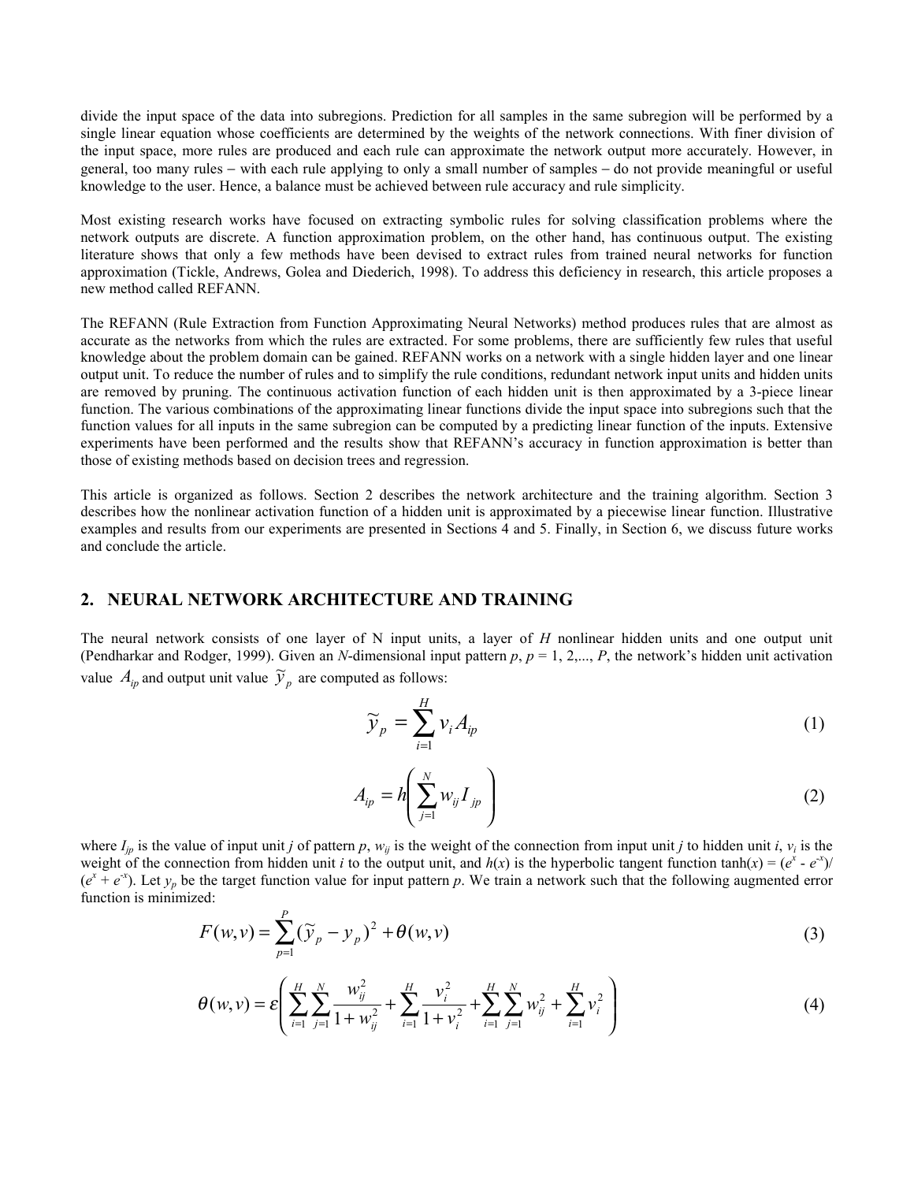divide the input space of the data into subregions. Prediction for all samples in the same subregion will be performed by a single linear equation whose coefficients are determined by the weights of the network connections. With finer division of the input space, more rules are produced and each rule can approximate the network output more accurately. However, in general, too many rules – with each rule applying to only a small number of samples – do not provide meaningful or useful knowledge to the user. Hence, a balance must be achieved between rule accuracy and rule simplicity.

Most existing research works have focused on extracting symbolic rules for solving classification problems where the network outputs are discrete. A function approximation problem, on the other hand, has continuous output. The existing literature shows that only a few methods have been devised to extract rules from trained neural networks for function approximation (Tickle, Andrews, Golea and Diederich, 1998). To address this deficiency in research, this article proposes a new method called REFANN.

The REFANN (Rule Extraction from Function Approximating Neural Networks) method produces rules that are almost as accurate as the networks from which the rules are extracted. For some problems, there are sufficiently few rules that useful knowledge about the problem domain can be gained. REFANN works on a network with a single hidden layer and one linear output unit. To reduce the number of rules and to simplify the rule conditions, redundant network input units and hidden units are removed by pruning. The continuous activation function of each hidden unit is then approximated by a 3-piece linear function. The various combinations of the approximating linear functions divide the input space into subregions such that the function values for all inputs in the same subregion can be computed by a predicting linear function of the inputs. Extensive experiments have been performed and the results show that REFANN's accuracy in function approximation is better than those of existing methods based on decision trees and regression.

This article is organized as follows. Section 2 describes the network architecture and the training algorithm. Section 3 describes how the nonlinear activation function of a hidden unit is approximated by a piecewise linear function. Illustrative examples and results from our experiments are presented in Sections 4 and 5. Finally, in Section 6, we discuss future works and conclude the article.

## 2. NEURAL NETWORK ARCHITECTURE AND TRAINING

The neural network consists of one layer of N input units, a layer of $H$ nonlinear hidden units and one output unit (Pendharkar and Rodger, 1999). Given an $N$-dimensional input pattern $p$, $p = 1, 2,..., P$, the network's hidden unit activation value $A_{ip}$ and output unit value $\widetilde{y}_p$ are computed as follows:

$$\widetilde{y}_p = \sum_{i=1}^{H} v_i A_{ip} \tag{1}$$

$$A_{ip} = h\left(\sum_{j=1}^{N} w_{ij} I_{jp}\right) \tag{2}$$

where $I_{jp}$ is the value of input unit $j$ of pattern $p$, $w_{ij}$ is the weight of the connection from input unit $j$ to hidden unit $i$, $v_i$ is the weight of the connection from hidden unit $i$ to the output unit, and $h(x)$ is the hyperbolic tangent function $\tanh(x) = (e^x - e^{-x})/(e^x + e^{-x})$. Let $y_p$ be the target function value for input pattern $p$. We train a network such that the following augmented error function is minimized:

$$F(w,v) = \sum_{p=1}^{P} (\widetilde{y}_p - y_p)^2 + \theta(w,v) \tag{3}$$

$$\theta(w,v) = \varepsilon\left(\sum_{i=1}^{H}\sum_{j=1}^{N} \frac{w_{ij}^2}{1+w_{ij}^2} + \sum_{i=1}^{H} \frac{v_i^2}{1+v_i^2} + \sum_{i=1}^{H}\sum_{j=1}^{N} w_{ij}^2 + \sum_{i=1}^{H} v_i^2\right) \tag{4}$$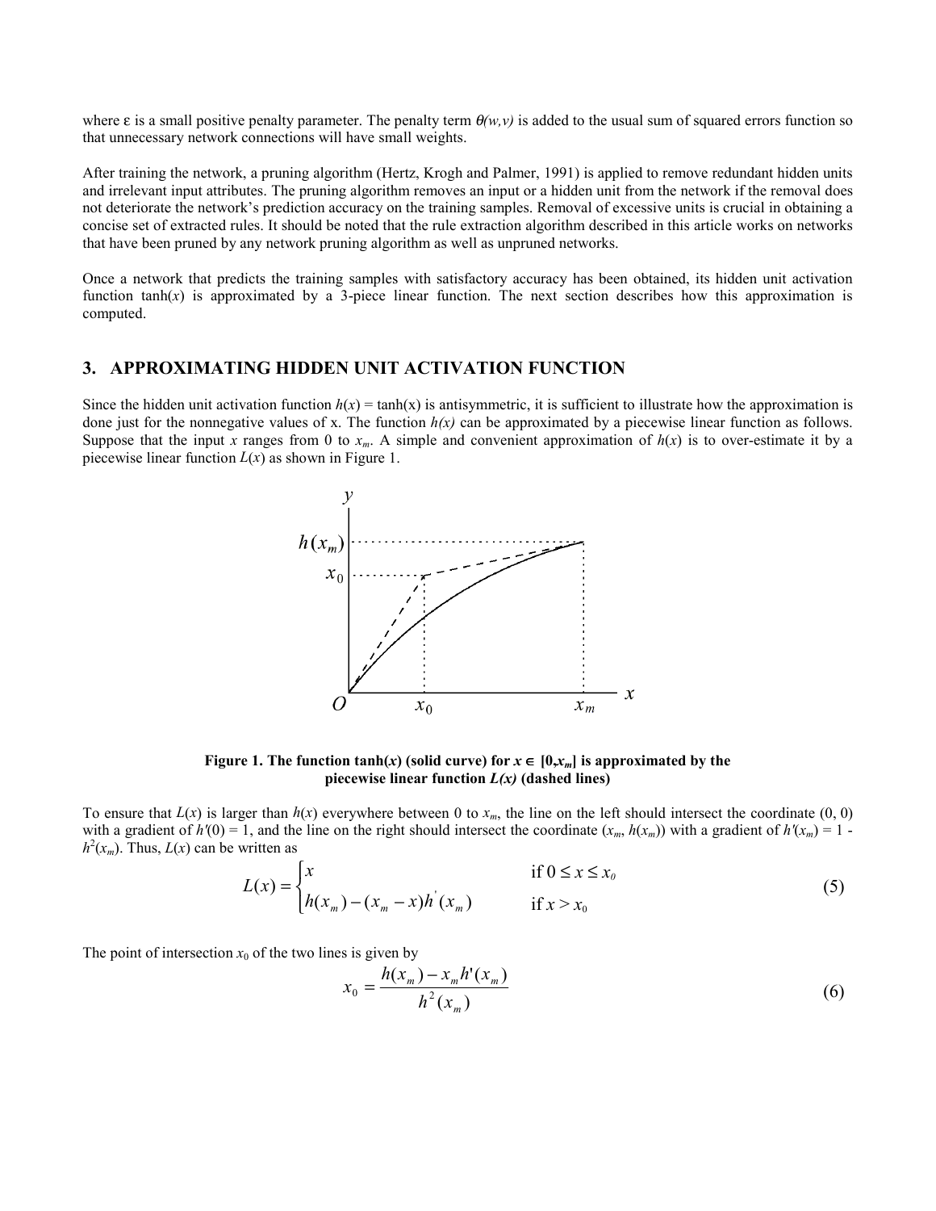where ε is a small positive penalty parameter. The penalty term $\theta(w,v)$ is added to the usual sum of squared errors function so that unnecessary network connections will have small weights.

After training the network, a pruning algorithm (Hertz, Krogh and Palmer, 1991) is applied to remove redundant hidden units and irrelevant input attributes. The pruning algorithm removes an input or a hidden unit from the network if the removal does not deteriorate the network's prediction accuracy on the training samples. Removal of excessive units is crucial in obtaining a concise set of extracted rules. It should be noted that the rule extraction algorithm described in this article works on networks that have been pruned by any network pruning algorithm as well as unpruned networks.

Once a network that predicts the training samples with satisfactory accuracy has been obtained, its hidden unit activation function tanh($x$) is approximated by a 3-piece linear function. The next section describes how this approximation is computed.

## 3. APPROXIMATING HIDDEN UNIT ACTIVATION FUNCTION

Since the hidden unit activation function $h(x)$ = tanh(x) is antisymmetric, it is sufficient to illustrate how the approximation is done just for the nonnegative values of x. The function $h(x)$ can be approximated by a piecewise linear function as follows. Suppose that the input $x$ ranges from 0 to $x_m$. A simple and convenient approximation of $h(x)$ is to over-estimate it by a piecewise linear function $L(x)$ as shown in Figure 1.

**Figure 1. The function tanh($x$) (solid curve) for $x \in [0,x_m]$ is approximated by the piecewise linear function $L(x)$ (dashed lines)**

To ensure that $L(x)$ is larger than $h(x)$ everywhere between 0 to $x_m$, the line on the left should intersect the coordinate (0, 0) with a gradient of $h'(0) = 1$, and the line on the right should intersect the coordinate $(x_m, h(x_m))$ with a gradient of $h'(x_m) = 1 - h^2(x_m)$. Thus, $L(x)$ can be written as

$$L(x) = \begin{cases} x & \text{if } 0 \le x \le x_0 \\ h(x_m) - (x_m - x)h'(x_m) & \text{if } x > x_0 \end{cases} \tag{5}$$

The point of intersection $x_0$ of the two lines is given by

$$x_0 = \frac{h(x_m) - x_m h'(x_m)}{h^2(x_m)} \tag{6}$$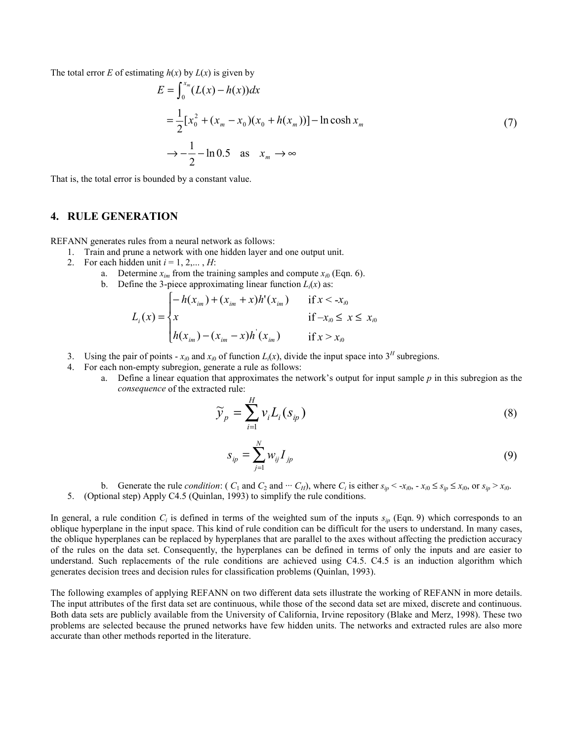The total error $E$ of estimating $h(x)$ by $L(x)$ is given by

$$
\begin{aligned}
E &= \int_0^{x_m} (L(x) - h(x))dx \\
&= \frac{1}{2}[x_0^2 + (x_m - x_0)(x_0 + h(x_m))] - \ln\cosh x_m \\
&\rightarrow -\frac{1}{2} - \ln 0.5 \quad \text{as} \quad x_m \rightarrow \infty
\end{aligned}
\tag{7}
$$

That is, the total error is bounded by a constant value.

## 4. RULE GENERATION

REFANN generates rules from a neural network as follows:

1. Train and prune a network with one hidden layer and one output unit.
2. For each hidden unit $i = 1, 2, \ldots, H$:
   a. Determine $x_{im}$ from the training samples and compute $x_{i0}$ (Eqn. 6).
   b. Define the 3-piece approximating linear function $L_i(x)$ as:

$$
L_i(x) = \begin{cases} -h(x_{im}) + (x_{im} + x)h'(x_{im}) & \text{if } x < -x_{i0} \\ x & \text{if } -x_{i0} \leq x \leq x_{i0} \\ h(x_{im}) - (x_{im} - x)h'(x_{im}) & \text{if } x > x_{i0} \end{cases}
$$

3. Using the pair of points $-x_{i0}$ and $x_{i0}$ of function $L_i(x)$, divide the input space into $3^H$ subregions.
4. For each non-empty subregion, generate a rule as follows:
   a. Define a linear equation that approximates the network's output for input sample $p$ in this subregion as the *consequence* of the extracted rule:

$$
\tilde{y}_p = \sum_{i=1}^{H} v_i L_i(s_{ip}) \tag{8}
$$

$$
s_{ip} = \sum_{j=1}^{N} w_{ij} I_{jp} \tag{9}
$$

   b. Generate the rule *condition*: ( $C_1$ and $C_2$ and $\cdots$ $C_H$), where $C_i$ is either $s_{ip} < -x_{i0}$, $-x_{i0} \leq s_{ip} \leq x_{i0}$, or $s_{ip} > x_{i0}$.
5. (Optional step) Apply C4.5 (Quinlan, 1993) to simplify the rule conditions.

In general, a rule condition $C_i$ is defined in terms of the weighted sum of the inputs $s_{ip}$ (Eqn. 9) which corresponds to an oblique hyperplane in the input space. This kind of rule condition can be difficult for the users to understand. In many cases, the oblique hyperplanes can be replaced by hyperplanes that are parallel to the axes without affecting the prediction accuracy of the rules on the data set. Consequently, the hyperplanes can be defined in terms of only the inputs and are easier to understand. Such replacements of the rule conditions are achieved using C4.5. C4.5 is an induction algorithm which generates decision trees and decision rules for classification problems (Quinlan, 1993).

The following examples of applying REFANN on two different data sets illustrate the working of REFANN in more details. The input attributes of the first data set are continuous, while those of the second data set are mixed, discrete and continuous. Both data sets are publicly available from the University of California, Irvine repository (Blake and Merz, 1998). These two problems are selected because the pruned networks have few hidden units. The networks and extracted rules are also more accurate than other methods reported in the literature.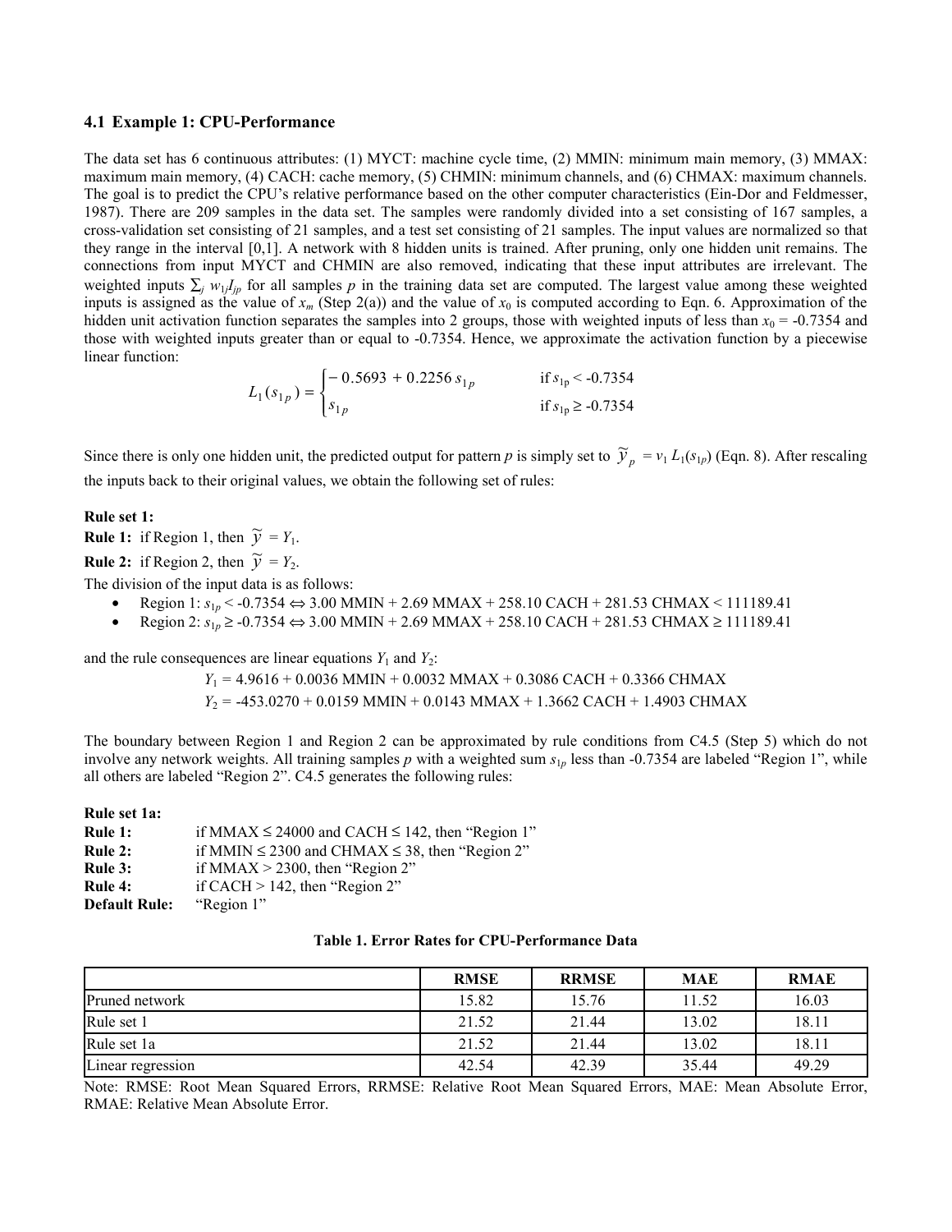### 4.1 Example 1: CPU-Performance

The data set has 6 continuous attributes: (1) MYCT: machine cycle time, (2) MMIN: minimum main memory, (3) MMAX: maximum main memory, (4) CACH: cache memory, (5) CHMIN: minimum channels, and (6) CHMAX: maximum channels. The goal is to predict the CPU's relative performance based on the other computer characteristics (Ein-Dor and Feldmesser, 1987). There are 209 samples in the data set. The samples were randomly divided into a set consisting of 167 samples, a cross-validation set consisting of 21 samples, and a test set consisting of 21 samples. The input values are normalized so that they range in the interval [0,1]. A network with 8 hidden units is trained. After pruning, only one hidden unit remains. The connections from input MYCT and CHMIN are also removed, indicating that these input attributes are irrelevant. The weighted inputs $\sum_j w_{1j} I_{jp}$ for all samples $p$ in the training data set are computed. The largest value among these weighted inputs is assigned as the value of $x_m$ (Step 2(a)) and the value of $x_0$ is computed according to Eqn. 6. Approximation of the hidden unit activation function separates the samples into 2 groups, those with weighted inputs of less than $x_0$ = -0.7354 and those with weighted inputs greater than or equal to -0.7354. Hence, we approximate the activation function by a piecewise linear function:

$$L_1(s_{1p}) = \begin{cases} -0.5693 + 0.2256\, s_{1p} & \text{if } s_{1p} < -0.7354 \\ s_{1p} & \text{if } s_{1p} \geq -0.7354 \end{cases}$$

Since there is only one hidden unit, the predicted output for pattern $p$ is simply set to $\tilde{y}_p = v_1 L_1(s_{1p})$ (Eqn. 8). After rescaling the inputs back to their original values, we obtain the following set of rules:

**Rule set 1:**
**Rule 1:** if Region 1, then $\tilde{y} = Y_1$.
**Rule 2:** if Region 2, then $\tilde{y} = Y_2$.
The division of the input data is as follows:

- Region 1: $s_{1p} < -0.7354 \Leftrightarrow$ 3.00 MMIN + 2.69 MMAX + 258.10 CACH + 281.53 CHMAX < 111189.41
- Region 2: $s_{1p} \geq -0.7354 \Leftrightarrow$ 3.00 MMIN + 2.69 MMAX + 258.10 CACH + 281.53 CHMAX ≥ 111189.41

and the rule consequences are linear equations $Y_1$ and $Y_2$:

$Y_1$ = 4.9616 + 0.0036 MMIN + 0.0032 MMAX + 0.3086 CACH + 0.3366 CHMAX
$Y_2$ = -453.0270 + 0.0159 MMIN + 0.0143 MMAX + 1.3662 CACH + 1.4903 CHMAX

The boundary between Region 1 and Region 2 can be approximated by rule conditions from C4.5 (Step 5) which do not involve any network weights. All training samples $p$ with a weighted sum $s_{1p}$ less than -0.7354 are labeled "Region 1", while all others are labeled "Region 2". C4.5 generates the following rules:

**Rule set 1a:**
**Rule 1:** if MMAX ≤ 24000 and CACH ≤ 142, then "Region 1"
**Rule 2:** if MMIN ≤ 2300 and CHMAX ≤ 38, then "Region 2"
**Rule 3:** if MMAX > 2300, then "Region 2"
**Rule 4:** if CACH > 142, then "Region 2"
**Default Rule:** "Region 1"

**Table 1. Error Rates for CPU-Performance Data**

| | RMSE | RRMSE | MAE | RMAE |
|---|---|---|---|---|
| Pruned network | 15.82 | 15.76 | 11.52 | 16.03 |
| Rule set 1 | 21.52 | 21.44 | 13.02 | 18.11 |
| Rule set 1a | 21.52 | 21.44 | 13.02 | 18.11 |
| Linear regression | 42.54 | 42.39 | 35.44 | 49.29 |

Note: RMSE: Root Mean Squared Errors, RRMSE: Relative Root Mean Squared Errors, MAE: Mean Absolute Error, RMAE: Relative Mean Absolute Error.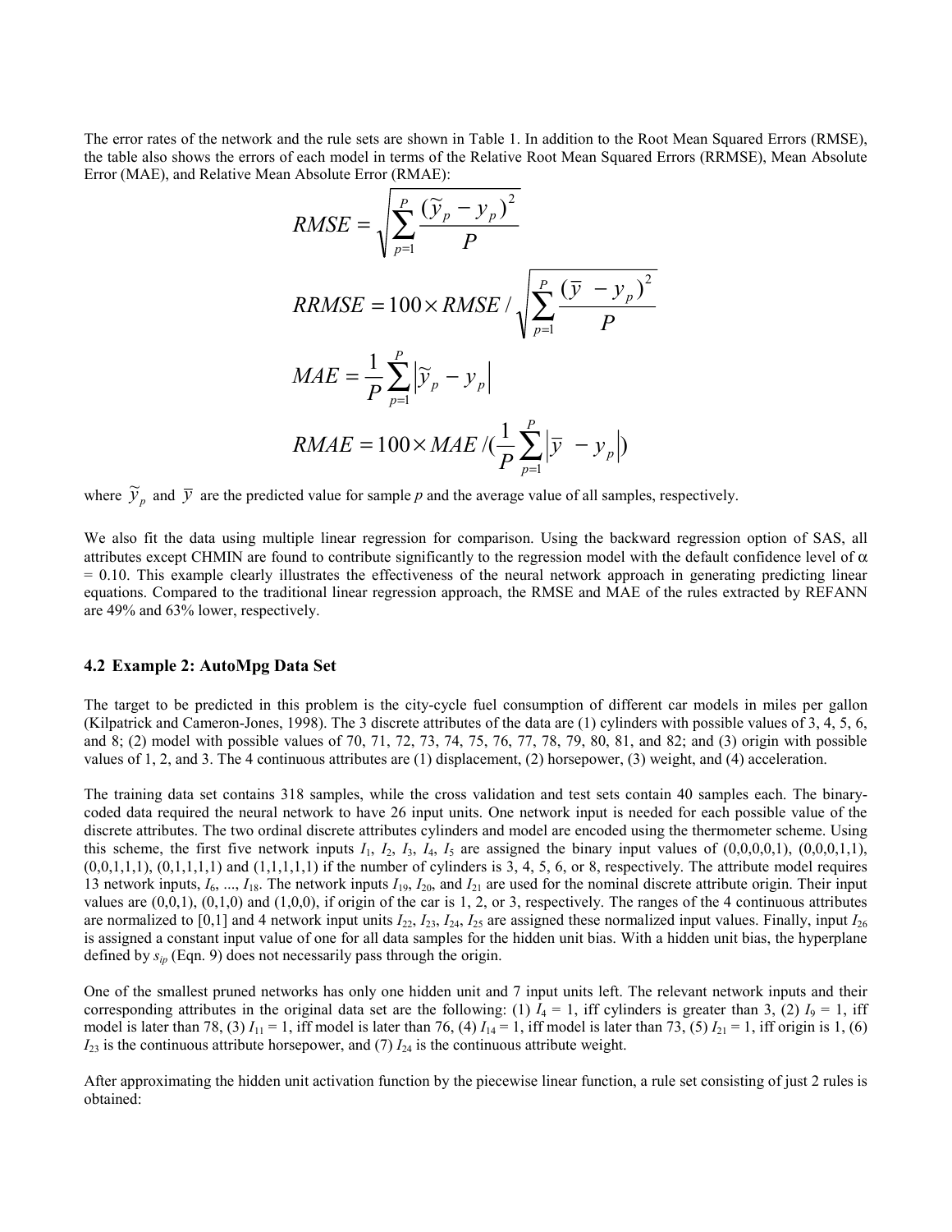The error rates of the network and the rule sets are shown in Table 1. In addition to the Root Mean Squared Errors (RMSE), the table also shows the errors of each model in terms of the Relative Root Mean Squared Errors (RRMSE), Mean Absolute Error (MAE), and Relative Mean Absolute Error (RMAE):

$$RMSE = \sqrt{\sum_{p=1}^{P} \frac{(\widetilde{y}_p - y_p)^2}{P}}$$

$$RRMSE = 100 \times RMSE / \sqrt{\sum_{p=1}^{P} \frac{(\overline{y} - y_p)^2}{P}}$$

$$MAE = \frac{1}{P} \sum_{p=1}^{P} \left| \widetilde{y}_p - y_p \right|$$

$$RMAE = 100 \times MAE / \left(\frac{1}{P} \sum_{p=1}^{P} \left| \overline{y} - y_p \right|\right)$$

where $\widetilde{y}_p$ and $\overline{y}$ are the predicted value for sample *p* and the average value of all samples, respectively.

We also fit the data using multiple linear regression for comparison. Using the backward regression option of SAS, all attributes except CHMIN are found to contribute significantly to the regression model with the default confidence level of $\alpha = 0.10$. This example clearly illustrates the effectiveness of the neural network approach in generating predicting linear equations. Compared to the traditional linear regression approach, the RMSE and MAE of the rules extracted by REFANN are 49% and 63% lower, respectively.

### 4.2 Example 2: AutoMpg Data Set

The target to be predicted in this problem is the city-cycle fuel consumption of different car models in miles per gallon (Kilpatrick and Cameron-Jones, 1998). The 3 discrete attributes of the data are (1) cylinders with possible values of 3, 4, 5, 6, and 8; (2) model with possible values of 70, 71, 72, 73, 74, 75, 76, 77, 78, 79, 80, 81, and 82; and (3) origin with possible values of 1, 2, and 3. The 4 continuous attributes are (1) displacement, (2) horsepower, (3) weight, and (4) acceleration.

The training data set contains 318 samples, while the cross validation and test sets contain 40 samples each. The binary-coded data required the neural network to have 26 input units. One network input is needed for each possible value of the discrete attributes. The two ordinal discrete attributes cylinders and model are encoded using the thermometer scheme. Using this scheme, the first five network inputs $I_1$, $I_2$, $I_3$, $I_4$, $I_5$ are assigned the binary input values of (0,0,0,0,1), (0,0,0,1,1), (0,0,1,1,1), (0,1,1,1,1) and (1,1,1,1,1) if the number of cylinders is 3, 4, 5, 6, or 8, respectively. The attribute model requires 13 network inputs, $I_6$, ..., $I_{18}$. The network inputs $I_{19}$, $I_{20}$, and $I_{21}$ are used for the nominal discrete attribute origin. Their input values are (0,0,1), (0,1,0) and (1,0,0), if origin of the car is 1, 2, or 3, respectively. The ranges of the 4 continuous attributes are normalized to [0,1] and 4 network input units $I_{22}$, $I_{23}$, $I_{24}$, $I_{25}$ are assigned these normalized input values. Finally, input $I_{26}$ is assigned a constant input value of one for all data samples for the hidden unit bias. With a hidden unit bias, the hyperplane defined by $s_{ip}$ (Eqn. 9) does not necessarily pass through the origin.

One of the smallest pruned networks has only one hidden unit and 7 input units left. The relevant network inputs and their corresponding attributes in the original data set are the following: (1) $I_4 = 1$, iff cylinders is greater than 3, (2) $I_9 = 1$, iff model is later than 78, (3) $I_{11} = 1$, iff model is later than 76, (4) $I_{14} = 1$, iff model is later than 73, (5) $I_{21} = 1$, iff origin is 1, (6) $I_{23}$ is the continuous attribute horsepower, and (7) $I_{24}$ is the continuous attribute weight.

After approximating the hidden unit activation function by the piecewise linear function, a rule set consisting of just 2 rules is obtained: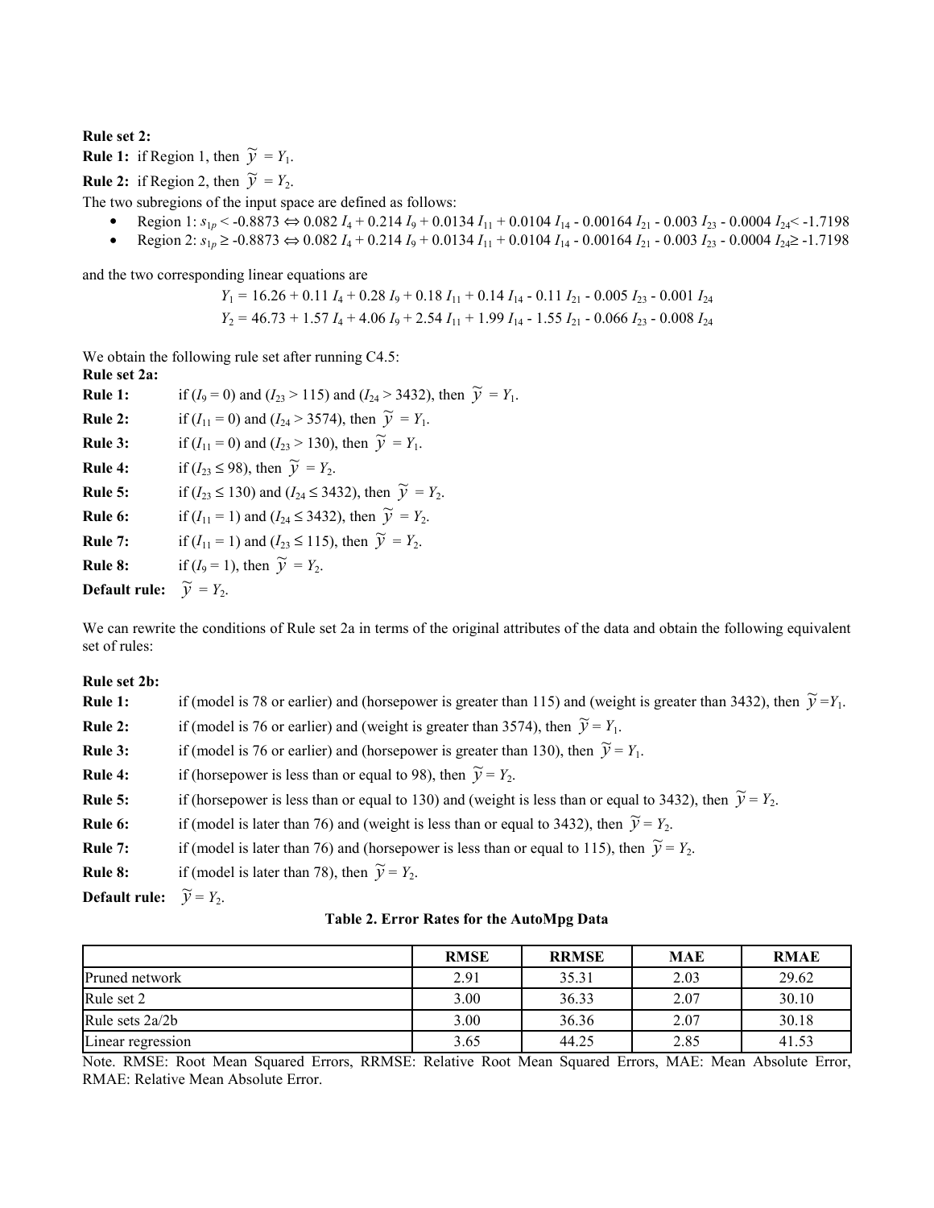**Rule set 2:**

**Rule 1:** if Region 1, then $\tilde{y} = Y_1$.

**Rule 2:** if Region 2, then $\tilde{y} = Y_2$.

The two subregions of the input space are defined as follows:

- Region 1: $s_{1p} < -0.8873 \Leftrightarrow 0.082\, I_4 + 0.214\, I_9 + 0.0134\, I_{11} + 0.0104\, I_{14} - 0.00164\, I_{21} - 0.003\, I_{23} - 0.0004\, I_{24} < -1.7198$
- Region 2: $s_{1p} \geq -0.8873 \Leftrightarrow 0.082\, I_4 + 0.214\, I_9 + 0.0134\, I_{11} + 0.0104\, I_{14} - 0.00164\, I_{21} - 0.003\, I_{23} - 0.0004\, I_{24} \geq -1.7198$

and the two corresponding linear equations are

$$Y_1 = 16.26 + 0.11\, I_4 + 0.28\, I_9 + 0.18\, I_{11} + 0.14\, I_{14} - 0.11\, I_{21} - 0.005\, I_{23} - 0.001\, I_{24}$$

$$Y_2 = 46.73 + 1.57\, I_4 + 4.06\, I_9 + 2.54\, I_{11} + 1.99\, I_{14} - 1.55\, I_{21} - 0.066\, I_{23} - 0.008\, I_{24}$$

We obtain the following rule set after running C4.5:

**Rule set 2a:**

**Rule 1:** if ($I_9 = 0$) and ($I_{23} > 115$) and ($I_{24} > 3432$), then $\tilde{y} = Y_1$.

**Rule 2:** if ($I_{11} = 0$) and ($I_{24} > 3574$), then $\tilde{y} = Y_1$.

**Rule 3:** if ($I_{11} = 0$) and ($I_{23} > 130$), then $\tilde{y} = Y_1$.

**Rule 4:** if ($I_{23} \leq 98$), then $\tilde{y} = Y_2$.

**Rule 5:** if ($I_{23} \leq 130$) and ($I_{24} \leq 3432$), then $\tilde{y} = Y_2$.

**Rule 6:** if ($I_{11} = 1$) and ($I_{24} \leq 3432$), then $\tilde{y} = Y_2$.

**Rule 7:** if ($I_{11} = 1$) and ($I_{23} \leq 115$), then $\tilde{y} = Y_2$.

**Rule 8:** if ($I_9 = 1$), then $\tilde{y} = Y_2$.

**Default rule:** $\tilde{y} = Y_2$.

We can rewrite the conditions of Rule set 2a in terms of the original attributes of the data and obtain the following equivalent set of rules:

**Rule set 2b:**

**Rule 1:** if (model is 78 or earlier) and (horsepower is greater than 115) and (weight is greater than 3432), then $\tilde{y} = Y_1$.

**Rule 2:** if (model is 76 or earlier) and (weight is greater than 3574), then $\tilde{y} = Y_1$.

**Rule 3:** if (model is 76 or earlier) and (horsepower is greater than 130), then $\tilde{y} = Y_1$.

**Rule 4:** if (horsepower is less than or equal to 98), then $\tilde{y} = Y_2$.

**Rule 5:** if (horsepower is less than or equal to 130) and (weight is less than or equal to 3432), then $\tilde{y} = Y_2$.

**Rule 6:** if (model is later than 76) and (weight is less than or equal to 3432), then $\tilde{y} = Y_2$.

**Rule 7:** if (model is later than 76) and (horsepower is less than or equal to 115), then $\tilde{y} = Y_2$.

**Rule 8:** if (model is later than 78), then $\tilde{y} = Y_2$.

**Default rule:** $\tilde{y} = Y_2$.

**Table 2. Error Rates for the AutoMpg Data**

| | RMSE | RRMSE | MAE | RMAE |
|---|---|---|---|---|
| Pruned network | 2.91 | 35.31 | 2.03 | 29.62 |
| Rule set 2 | 3.00 | 36.33 | 2.07 | 30.10 |
| Rule sets 2a/2b | 3.00 | 36.36 | 2.07 | 30.18 |
| Linear regression | 3.65 | 44.25 | 2.85 | 41.53 |

Note. RMSE: Root Mean Squared Errors, RRMSE: Relative Root Mean Squared Errors, MAE: Mean Absolute Error, RMAE: Relative Mean Absolute Error.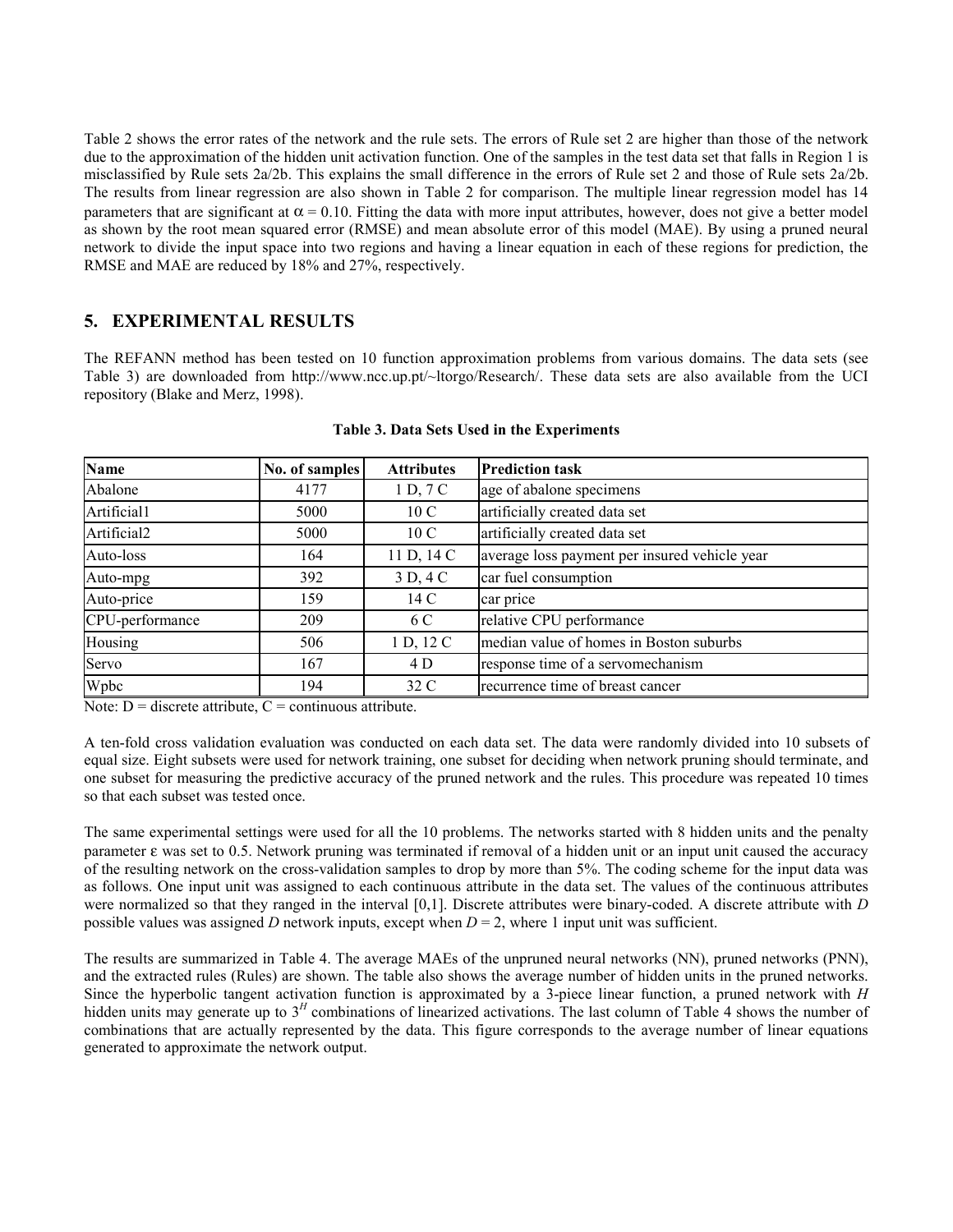Table 2 shows the error rates of the network and the rule sets. The errors of Rule set 2 are higher than those of the network due to the approximation of the hidden unit activation function. One of the samples in the test data set that falls in Region 1 is misclassified by Rule sets 2a/2b. This explains the small difference in the errors of Rule set 2 and those of Rule sets 2a/2b. The results from linear regression are also shown in Table 2 for comparison. The multiple linear regression model has 14 parameters that are significant at $\alpha = 0.10$. Fitting the data with more input attributes, however, does not give a better model as shown by the root mean squared error (RMSE) and mean absolute error of this model (MAE). By using a pruned neural network to divide the input space into two regions and having a linear equation in each of these regions for prediction, the RMSE and MAE are reduced by 18% and 27%, respectively.

## 5. EXPERIMENTAL RESULTS

The REFANN method has been tested on 10 function approximation problems from various domains. The data sets (see Table 3) are downloaded from http://www.ncc.up.pt/~ltorgo/Research/. These data sets are also available from the UCI repository (Blake and Merz, 1998).

**Table 3. Data Sets Used in the Experiments**

| Name | No. of samples | Attributes | Prediction task |
|---|---|---|---|
| Abalone | 4177 | 1 D, 7 C | age of abalone specimens |
| Artificial1 | 5000 | 10 C | artificially created data set |
| Artificial2 | 5000 | 10 C | artificially created data set |
| Auto-loss | 164 | 11 D, 14 C | average loss payment per insured vehicle year |
| Auto-mpg | 392 | 3 D, 4 C | car fuel consumption |
| Auto-price | 159 | 14 C | car price |
| CPU-performance | 209 | 6 C | relative CPU performance |
| Housing | 506 | 1 D, 12 C | median value of homes in Boston suburbs |
| Servo | 167 | 4 D | response time of a servomechanism |
| Wpbc | 194 | 32 C | recurrence time of breast cancer |

Note: D = discrete attribute, C = continuous attribute.

A ten-fold cross validation evaluation was conducted on each data set. The data were randomly divided into 10 subsets of equal size. Eight subsets were used for network training, one subset for deciding when network pruning should terminate, and one subset for measuring the predictive accuracy of the pruned network and the rules. This procedure was repeated 10 times so that each subset was tested once.

The same experimental settings were used for all the 10 problems. The networks started with 8 hidden units and the penalty parameter $\varepsilon$ was set to 0.5. Network pruning was terminated if removal of a hidden unit or an input unit caused the accuracy of the resulting network on the cross-validation samples to drop by more than 5%. The coding scheme for the input data was as follows. One input unit was assigned to each continuous attribute in the data set. The values of the continuous attributes were normalized so that they ranged in the interval [0,1]. Discrete attributes were binary-coded. A discrete attribute with $D$ possible values was assigned $D$ network inputs, except when $D = 2$, where 1 input unit was sufficient.

The results are summarized in Table 4. The average MAEs of the unpruned neural networks (NN), pruned networks (PNN), and the extracted rules (Rules) are shown. The table also shows the average number of hidden units in the pruned networks. Since the hyperbolic tangent activation function is approximated by a 3-piece linear function, a pruned network with $H$ hidden units may generate up to $3^H$ combinations of linearized activations. The last column of Table 4 shows the number of combinations that are actually represented by the data. This figure corresponds to the average number of linear equations generated to approximate the network output.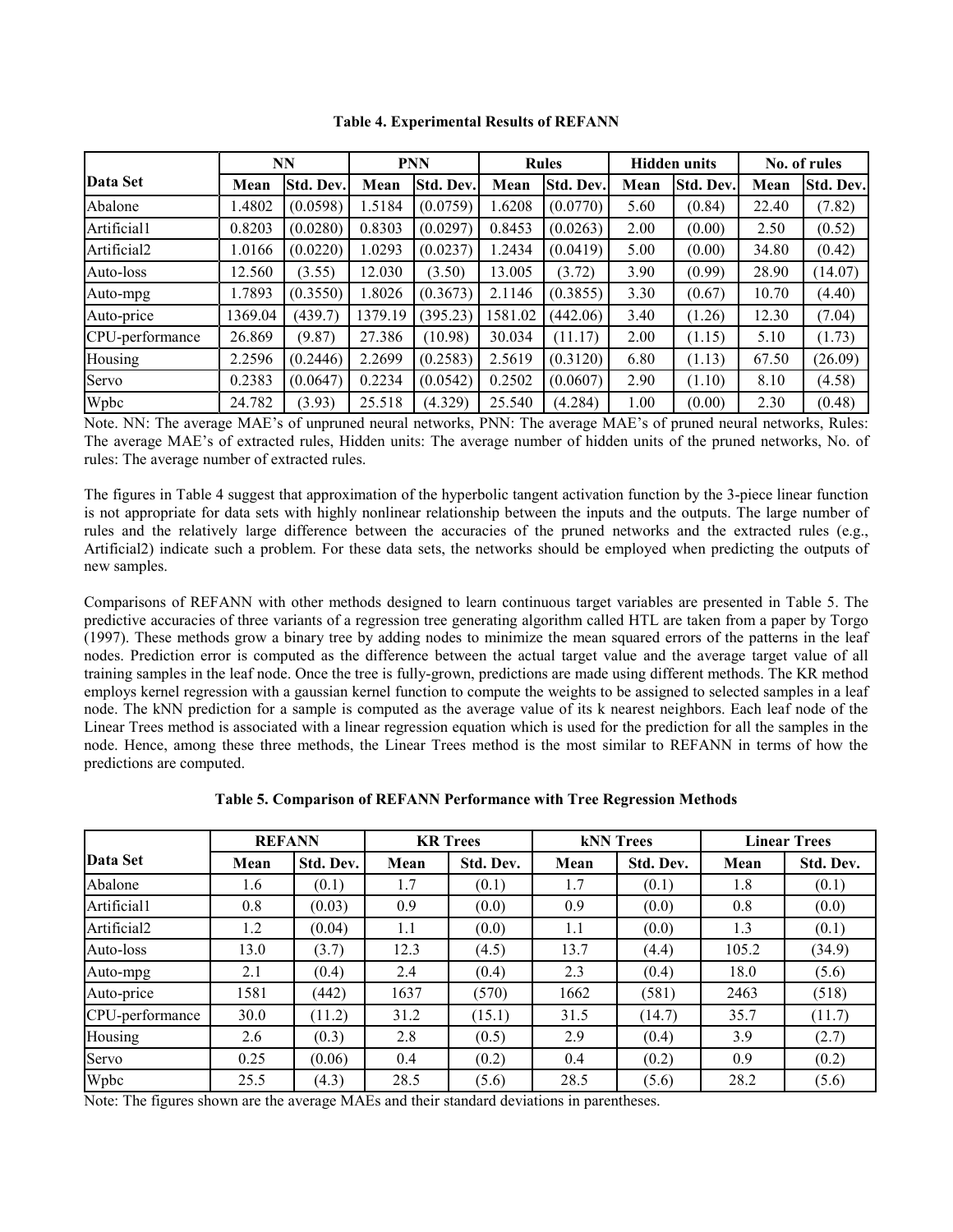**Table 4. Experimental Results of REFANN**

| Data Set | NN | | PNN | | Rules | | Hidden units | | No. of rules | |
|---|---|---|---|---|---|---|---|---|---|---|
| | Mean | Std. Dev. | Mean | Std. Dev. | Mean | Std. Dev. | Mean | Std. Dev. | Mean | Std. Dev. |
| Abalone | 1.4802 | (0.0598) | 1.5184 | (0.0759) | 1.6208 | (0.0770) | 5.60 | (0.84) | 22.40 | (7.82) |
| Artificial1 | 0.8203 | (0.0280) | 0.8303 | (0.0297) | 0.8453 | (0.0263) | 2.00 | (0.00) | 2.50 | (0.52) |
| Artificial2 | 1.0166 | (0.0220) | 1.0293 | (0.0237) | 1.2434 | (0.0419) | 5.00 | (0.00) | 34.80 | (0.42) |
| Auto-loss | 12.560 | (3.55) | 12.030 | (3.50) | 13.005 | (3.72) | 3.90 | (0.99) | 28.90 | (14.07) |
| Auto-mpg | 1.7893 | (0.3550) | 1.8026 | (0.3673) | 2.1146 | (0.3855) | 3.30 | (0.67) | 10.70 | (4.40) |
| Auto-price | 1369.04 | (439.7) | 1379.19 | (395.23) | 1581.02 | (442.06) | 3.40 | (1.26) | 12.30 | (7.04) |
| CPU-performance | 26.869 | (9.87) | 27.386 | (10.98) | 30.034 | (11.17) | 2.00 | (1.15) | 5.10 | (1.73) |
| Housing | 2.2596 | (0.2446) | 2.2699 | (0.2583) | 2.5619 | (0.3120) | 6.80 | (1.13) | 67.50 | (26.09) |
| Servo | 0.2383 | (0.0647) | 0.2234 | (0.0542) | 0.2502 | (0.0607) | 2.90 | (1.10) | 8.10 | (4.58) |
| Wpbc | 24.782 | (3.93) | 25.518 | (4.329) | 25.540 | (4.284) | 1.00 | (0.00) | 2.30 | (0.48) |

Note. NN: The average MAE's of unpruned neural networks, PNN: The average MAE's of pruned neural networks, Rules: The average MAE's of extracted rules, Hidden units: The average number of hidden units of the pruned networks, No. of rules: The average number of extracted rules.

The figures in Table 4 suggest that approximation of the hyperbolic tangent activation function by the 3-piece linear function is not appropriate for data sets with highly nonlinear relationship between the inputs and the outputs. The large number of rules and the relatively large difference between the accuracies of the pruned networks and the extracted rules (e.g., Artificial2) indicate such a problem. For these data sets, the networks should be employed when predicting the outputs of new samples.

Comparisons of REFANN with other methods designed to learn continuous target variables are presented in Table 5. The predictive accuracies of three variants of a regression tree generating algorithm called HTL are taken from a paper by Torgo (1997). These methods grow a binary tree by adding nodes to minimize the mean squared errors of the patterns in the leaf nodes. Prediction error is computed as the difference between the actual target value and the average target value of all training samples in the leaf node. Once the tree is fully-grown, predictions are made using different methods. The KR method employs kernel regression with a gaussian kernel function to compute the weights to be assigned to selected samples in a leaf node. The kNN prediction for a sample is computed as the average value of its k nearest neighbors. Each leaf node of the Linear Trees method is associated with a linear regression equation which is used for the prediction for all the samples in the node. Hence, among these three methods, the Linear Trees method is the most similar to REFANN in terms of how the predictions are computed.

**Table 5. Comparison of REFANN Performance with Tree Regression Methods**

| Data Set | REFANN | | KR Trees | | kNN Trees | | Linear Trees | |
|---|---|---|---|---|---|---|---|---|
| | Mean | Std. Dev. | Mean | Std. Dev. | Mean | Std. Dev. | Mean | Std. Dev. |
| Abalone | 1.6 | (0.1) | 1.7 | (0.1) | 1.7 | (0.1) | 1.8 | (0.1) |
| Artificial1 | 0.8 | (0.03) | 0.9 | (0.0) | 0.9 | (0.0) | 0.8 | (0.0) |
| Artificial2 | 1.2 | (0.04) | 1.1 | (0.0) | 1.1 | (0.0) | 1.3 | (0.1) |
| Auto-loss | 13.0 | (3.7) | 12.3 | (4.5) | 13.7 | (4.4) | 105.2 | (34.9) |
| Auto-mpg | 2.1 | (0.4) | 2.4 | (0.4) | 2.3 | (0.4) | 18.0 | (5.6) |
| Auto-price | 1581 | (442) | 1637 | (570) | 1662 | (581) | 2463 | (518) |
| CPU-performance | 30.0 | (11.2) | 31.2 | (15.1) | 31.5 | (14.7) | 35.7 | (11.7) |
| Housing | 2.6 | (0.3) | 2.8 | (0.5) | 2.9 | (0.4) | 3.9 | (2.7) |
| Servo | 0.25 | (0.06) | 0.4 | (0.2) | 0.4 | (0.2) | 0.9 | (0.2) |
| Wpbc | 25.5 | (4.3) | 28.5 | (5.6) | 28.5 | (5.6) | 28.2 | (5.6) |

Note: The figures shown are the average MAEs and their standard deviations in parentheses.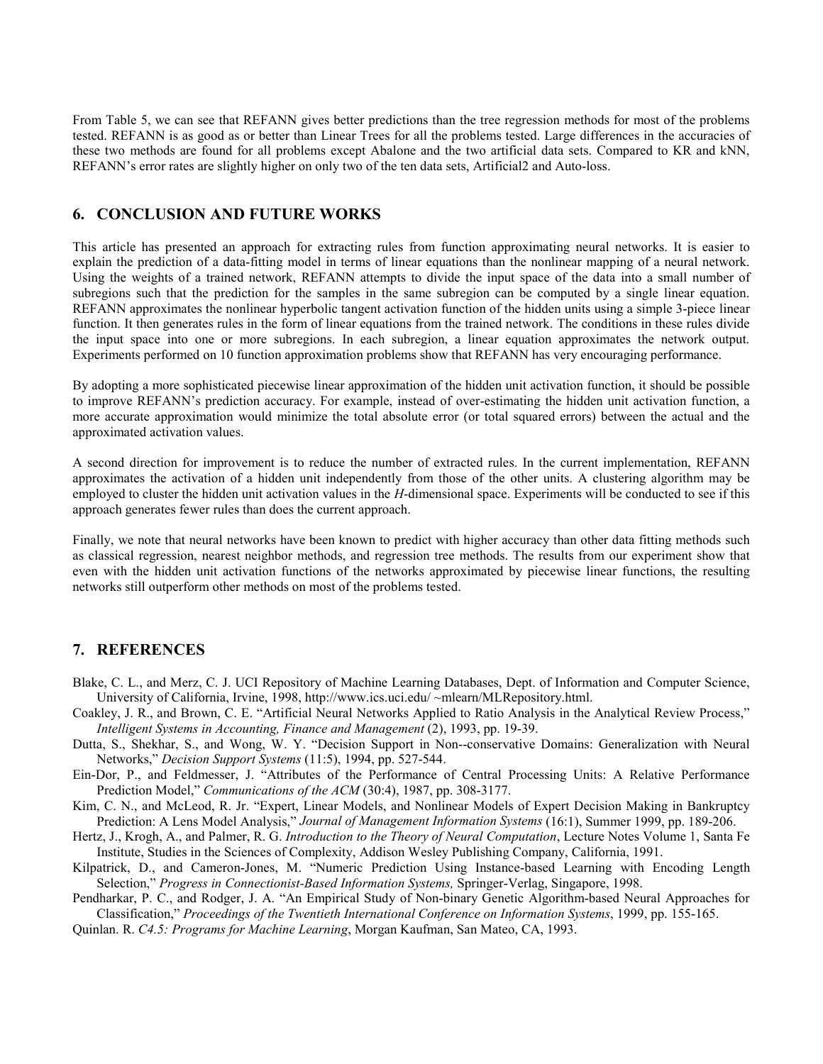From Table 5, we can see that REFANN gives better predictions than the tree regression methods for most of the problems tested. REFANN is as good as or better than Linear Trees for all the problems tested. Large differences in the accuracies of these two methods are found for all problems except Abalone and the two artificial data sets. Compared to KR and kNN, REFANN's error rates are slightly higher on only two of the ten data sets, Artificial2 and Auto-loss.

## 6. CONCLUSION AND FUTURE WORKS

This article has presented an approach for extracting rules from function approximating neural networks. It is easier to explain the prediction of a data-fitting model in terms of linear equations than the nonlinear mapping of a neural network. Using the weights of a trained network, REFANN attempts to divide the input space of the data into a small number of subregions such that the prediction for the samples in the same subregion can be computed by a single linear equation. REFANN approximates the nonlinear hyperbolic tangent activation function of the hidden units using a simple 3-piece linear function. It then generates rules in the form of linear equations from the trained network. The conditions in these rules divide the input space into one or more subregions. In each subregion, a linear equation approximates the network output. Experiments performed on 10 function approximation problems show that REFANN has very encouraging performance.

By adopting a more sophisticated piecewise linear approximation of the hidden unit activation function, it should be possible to improve REFANN's prediction accuracy. For example, instead of over-estimating the hidden unit activation function, a more accurate approximation would minimize the total absolute error (or total squared errors) between the actual and the approximated activation values.

A second direction for improvement is to reduce the number of extracted rules. In the current implementation, REFANN approximates the activation of a hidden unit independently from those of the other units. A clustering algorithm may be employed to cluster the hidden unit activation values in the $H$-dimensional space. Experiments will be conducted to see if this approach generates fewer rules than does the current approach.

Finally, we note that neural networks have been known to predict with higher accuracy than other data fitting methods such as classical regression, nearest neighbor methods, and regression tree methods. The results from our experiment show that even with the hidden unit activation functions of the networks approximated by piecewise linear functions, the resulting networks still outperform other methods on most of the problems tested.

## 7. REFERENCES

Blake, C. L., and Merz, C. J. UCI Repository of Machine Learning Databases, Dept. of Information and Computer Science, University of California, Irvine, 1998, http://www.ics.uci.edu/ ~mlearn/MLRepository.html.

Coakley, J. R., and Brown, C. E. "Artificial Neural Networks Applied to Ratio Analysis in the Analytical Review Process," *Intelligent Systems in Accounting, Finance and Management* (2), 1993, pp. 19-39.

Dutta, S., Shekhar, S., and Wong, W. Y. "Decision Support in Non--conservative Domains: Generalization with Neural Networks," *Decision Support Systems* (11:5), 1994, pp. 527-544.

Ein-Dor, P., and Feldmesser, J. "Attributes of the Performance of Central Processing Units: A Relative Performance Prediction Model," *Communications of the ACM* (30:4), 1987, pp. 308-3177.

Kim, C. N., and McLeod, R. Jr. "Expert, Linear Models, and Nonlinear Models of Expert Decision Making in Bankruptcy Prediction: A Lens Model Analysis," *Journal of Management Information Systems* (16:1), Summer 1999, pp. 189-206.

Hertz, J., Krogh, A., and Palmer, R. G. *Introduction to the Theory of Neural Computation*, Lecture Notes Volume 1, Santa Fe Institute, Studies in the Sciences of Complexity, Addison Wesley Publishing Company, California, 1991.

Kilpatrick, D., and Cameron-Jones, M. "Numeric Prediction Using Instance-based Learning with Encoding Length Selection," *Progress in Connectionist-Based Information Systems,* Springer-Verlag, Singapore, 1998.

Pendharkar, P. C., and Rodger, J. A. "An Empirical Study of Non-binary Genetic Algorithm-based Neural Approaches for Classification," *Proceedings of the Twentieth International Conference on Information Systems*, 1999, pp. 155-165.

Quinlan. R. *C4.5: Programs for Machine Learning*, Morgan Kaufman, San Mateo, CA, 1993.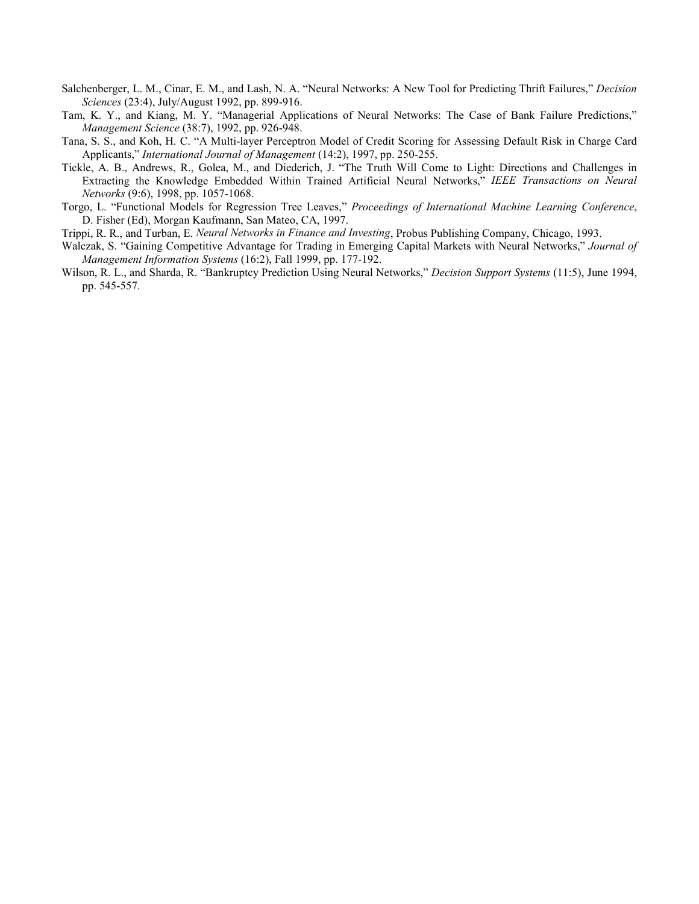Salchenberger, L. M., Cinar, E. M., and Lash, N. A. "Neural Networks: A New Tool for Predicting Thrift Failures," *Decision Sciences* (23:4), July/August 1992, pp. 899-916.

Tam, K. Y., and Kiang, M. Y. "Managerial Applications of Neural Networks: The Case of Bank Failure Predictions," *Management Science* (38:7), 1992, pp. 926-948.

Tana, S. S., and Koh, H. C. "A Multi-layer Perceptron Model of Credit Scoring for Assessing Default Risk in Charge Card Applicants," *International Journal of Management* (14:2), 1997, pp. 250-255.

Tickle, A. B., Andrews, R., Golea, M., and Diederich, J. "The Truth Will Come to Light: Directions and Challenges in Extracting the Knowledge Embedded Within Trained Artificial Neural Networks," *IEEE Transactions on Neural Networks* (9:6), 1998, pp. 1057-1068.

Torgo, L. "Functional Models for Regression Tree Leaves," *Proceedings of International Machine Learning Conference*, D. Fisher (Ed), Morgan Kaufmann, San Mateo, CA, 1997.

Trippi, R. R., and Turban, E. *Neural Networks in Finance and Investing*, Probus Publishing Company, Chicago, 1993.

Walczak, S. "Gaining Competitive Advantage for Trading in Emerging Capital Markets with Neural Networks," *Journal of Management Information Systems* (16:2), Fall 1999, pp. 177-192.

Wilson, R. L., and Sharda, R. "Bankruptcy Prediction Using Neural Networks," *Decision Support Systems* (11:5), June 1994, pp. 545-557.